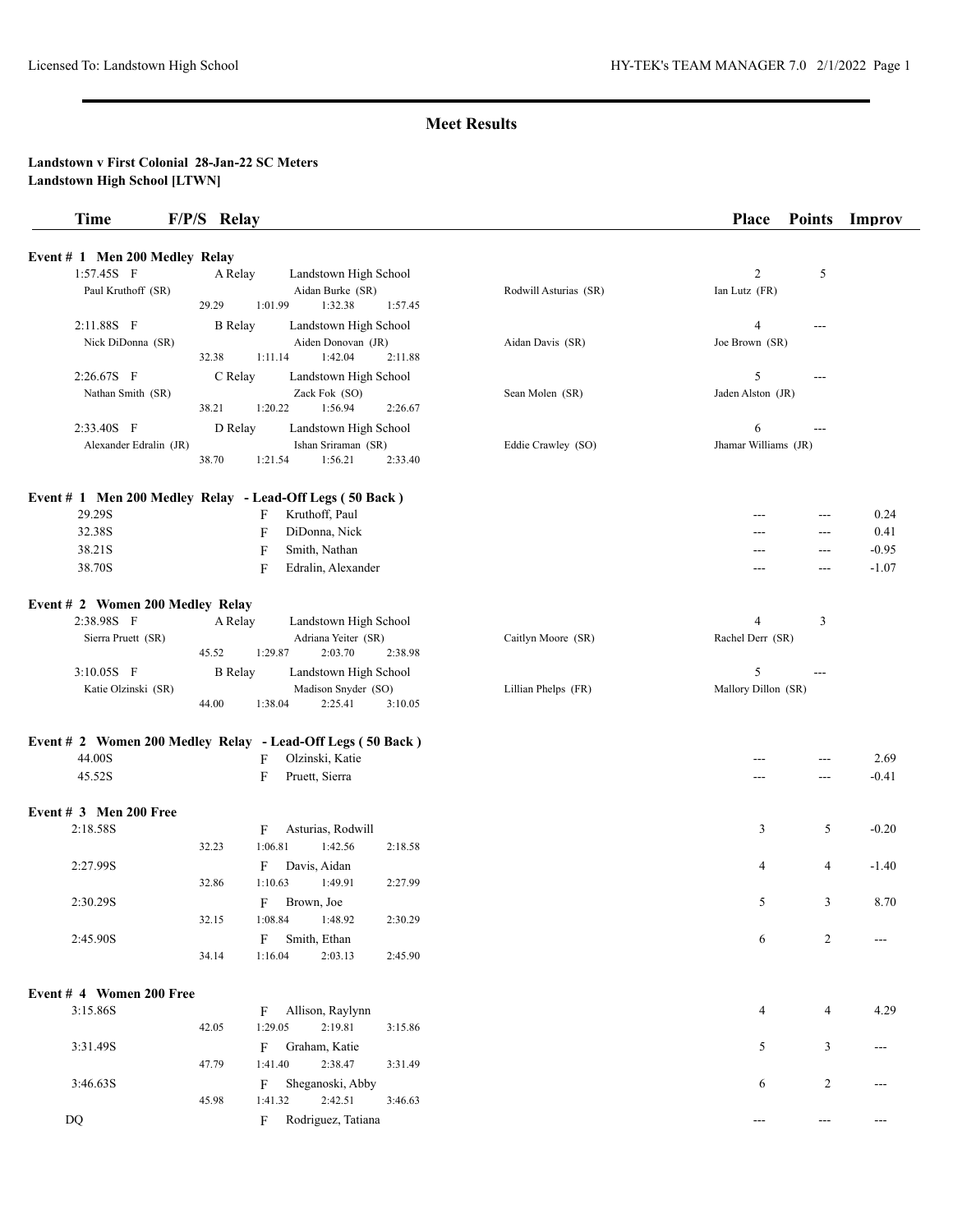## Meet Results

**Landstown v First Colonial 28-Jan-22 SC Meters**
**Landstown High School [LTWN]**

| Time | F/P/S | Relay | | | Place | Points | Improv |
|---|---|---|---|---|---|---|---|

**Event # 1 Men 200 Medley Relay**

| Time | F/P/S | Relay | Team | | Place | Points | Improv |
|---|---|---|---|---|---|---|---|
| 1:57.45S | F | A Relay | Landstown High School | | 2 | 5 | |
| Paul Kruthoff (SR) | | Aidan Burke (SR) | | Rodwill Asturias (SR) | Ian Lutz (FR) | | |
| | 29.29 | 1:01.99 | 1:32.38 | 1:57.45 | | | |
| 2:11.88S | F | B Relay | Landstown High School | | 4 | --- | |
| Nick DiDonna (SR) | | Aiden Donovan (JR) | | Aidan Davis (SR) | Joe Brown (SR) | | |
| | 32.38 | 1:11.14 | 1:42.04 | 2:11.88 | | | |
| 2:26.67S | F | C Relay | Landstown High School | | 5 | --- | |
| Nathan Smith (SR) | | Zack Fok (SO) | | Sean Molen (SR) | Jaden Alston (JR) | | |
| | 38.21 | 1:20.22 | 1:56.94 | 2:26.67 | | | |
| 2:33.40S | F | D Relay | Landstown High School | | 6 | --- | |
| Alexander Edralin (JR) | | Ishan Sriraman (SR) | | Eddie Crawley (SO) | Jhamar Williams (JR) | | |
| | 38.70 | 1:21.54 | 1:56.21 | 2:33.40 | | | |

**Event # 1 Men 200 Medley Relay - Lead-Off Legs ( 50 Back )**

| Time | F/P/S | Name | Place | Points | Improv |
|---|---|---|---|---|---|
| 29.29S | F | Kruthoff, Paul | --- | --- | 0.24 |
| 32.38S | F | DiDonna, Nick | --- | --- | 0.41 |
| 38.21S | F | Smith, Nathan | --- | --- | -0.95 |
| 38.70S | F | Edralin, Alexander | --- | --- | -1.07 |

**Event # 2 Women 200 Medley Relay**

| Time | F/P/S | Relay | Team | | Place | Points | Improv |
|---|---|---|---|---|---|---|---|
| 2:38.98S | F | A Relay | Landstown High School | | 4 | 3 | |
| Sierra Pruett (SR) | | Adriana Yeiter (SR) | | Caitlyn Moore (SR) | Rachel Derr (SR) | | |
| | 45.52 | 1:29.87 | 2:03.70 | 2:38.98 | | | |
| 3:10.05S | F | B Relay | Landstown High School | | 5 | --- | |
| Katie Olzinski (SR) | | Madison Snyder (SO) | | Lillian Phelps (FR) | Mallory Dillon (SR) | | |
| | 44.00 | 1:38.04 | 2:25.41 | 3:10.05 | | | |

**Event # 2 Women 200 Medley Relay - Lead-Off Legs ( 50 Back )**

| Time | F/P/S | Name | Place | Points | Improv |
|---|---|---|---|---|---|
| 44.00S | F | Olzinski, Katie | --- | --- | 2.69 |
| 45.52S | F | Pruett, Sierra | --- | --- | -0.41 |

**Event # 3 Men 200 Free**

| Time | F/P/S | Name | | | Place | Points | Improv |
|---|---|---|---|---|---|---|---|
| 2:18.58S | F | Asturias, Rodwill | | | 3 | 5 | -0.20 |
| 32.23 | 1:06.81 | 1:42.56 | 2:18.58 | | | | |
| 2:27.99S | F | Davis, Aidan | | | 4 | 4 | -1.40 |
| 32.86 | 1:10.63 | 1:49.91 | 2:27.99 | | | | |
| 2:30.29S | F | Brown, Joe | | | 5 | 3 | 8.70 |
| 32.15 | 1:08.84 | 1:48.92 | 2:30.29 | | | | |
| 2:45.90S | F | Smith, Ethan | | | 6 | 2 | --- |
| 34.14 | 1:16.04 | 2:03.13 | 2:45.90 | | | | |

**Event # 4 Women 200 Free**

| Time | F/P/S | Name | | | Place | Points | Improv |
|---|---|---|---|---|---|---|---|
| 3:15.86S | F | Allison, Raylynn | | | 4 | 4 | 4.29 |
| 42.05 | 1:29.05 | 2:19.81 | 3:15.86 | | | | |
| 3:31.49S | F | Graham, Katie | | | 5 | 3 | --- |
| 47.79 | 1:41.40 | 2:38.47 | 3:31.49 | | | | |
| 3:46.63S | F | Sheganoski, Abby | | | 6 | 2 | --- |
| 45.98 | 1:41.32 | 2:42.51 | 3:46.63 | | | | |
| DQ | F | Rodriguez, Tatiana | | | --- | --- | --- |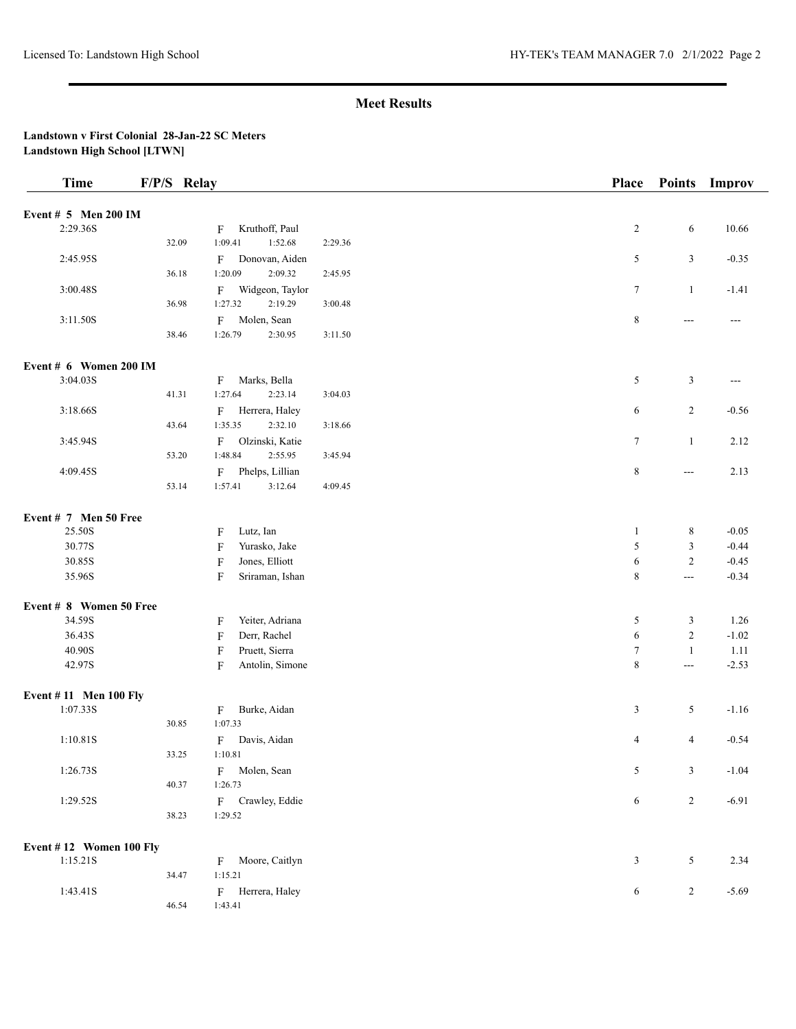## Meet Results

**Landstown v First Colonial 28-Jan-22 SC Meters**
**Landstown High School [LTWN]**

| Time | F/P/S | Relay | Place | Points | Improv |
|---|---|---|---|---|---|
| **Event # 5 Men 200 IM** | | | | | |
| 2:29.36S | F | Kruthoff, Paul | 2 | 6 | 10.66 |
| | | 32.09 1:09.41 1:52.68 2:29.36 | | | |
| 2:45.95S | F | Donovan, Aiden | 5 | 3 | -0.35 |
| | | 36.18 1:20.09 2:09.32 2:45.95 | | | |
| 3:00.48S | F | Widgeon, Taylor | 7 | 1 | -1.41 |
| | | 36.98 1:27.32 2:19.29 3:00.48 | | | |
| 3:11.50S | F | Molen, Sean | 8 | --- | --- |
| | | 38.46 1:26.79 2:30.95 3:11.50 | | | |
| **Event # 6 Women 200 IM** | | | | | |
| 3:04.03S | F | Marks, Bella | 5 | 3 | --- |
| | | 41.31 1:27.64 2:23.14 3:04.03 | | | |
| 3:18.66S | F | Herrera, Haley | 6 | 2 | -0.56 |
| | | 43.64 1:35.35 2:32.10 3:18.66 | | | |
| 3:45.94S | F | Olzinski, Katie | 7 | 1 | 2.12 |
| | | 53.20 1:48.84 2:55.95 3:45.94 | | | |
| 4:09.45S | F | Phelps, Lillian | 8 | --- | 2.13 |
| | | 53.14 1:57.41 3:12.64 4:09.45 | | | |
| **Event # 7 Men 50 Free** | | | | | |
| 25.50S | F | Lutz, Ian | 1 | 8 | -0.05 |
| 30.77S | F | Yurasko, Jake | 5 | 3 | -0.44 |
| 30.85S | F | Jones, Elliott | 6 | 2 | -0.45 |
| 35.96S | F | Sriraman, Ishan | 8 | --- | -0.34 |
| **Event # 8 Women 50 Free** | | | | | |
| 34.59S | F | Yeiter, Adriana | 5 | 3 | 1.26 |
| 36.43S | F | Derr, Rachel | 6 | 2 | -1.02 |
| 40.90S | F | Pruett, Sierra | 7 | 1 | 1.11 |
| 42.97S | F | Antolin, Simone | 8 | --- | -2.53 |
| **Event # 11 Men 100 Fly** | | | | | |
| 1:07.33S | F | Burke, Aidan | 3 | 5 | -1.16 |
| | | 30.85 1:07.33 | | | |
| 1:10.81S | F | Davis, Aidan | 4 | 4 | -0.54 |
| | | 33.25 1:10.81 | | | |
| 1:26.73S | F | Molen, Sean | 5 | 3 | -1.04 |
| | | 40.37 1:26.73 | | | |
| 1:29.52S | F | Crawley, Eddie | 6 | 2 | -6.91 |
| | | 38.23 1:29.52 | | | |
| **Event # 12 Women 100 Fly** | | | | | |
| 1:15.21S | F | Moore, Caitlyn | 3 | 5 | 2.34 |
| | | 34.47 1:15.21 | | | |
| 1:43.41S | F | Herrera, Haley | 6 | 2 | -5.69 |
| | | 46.54 1:43.41 | | | |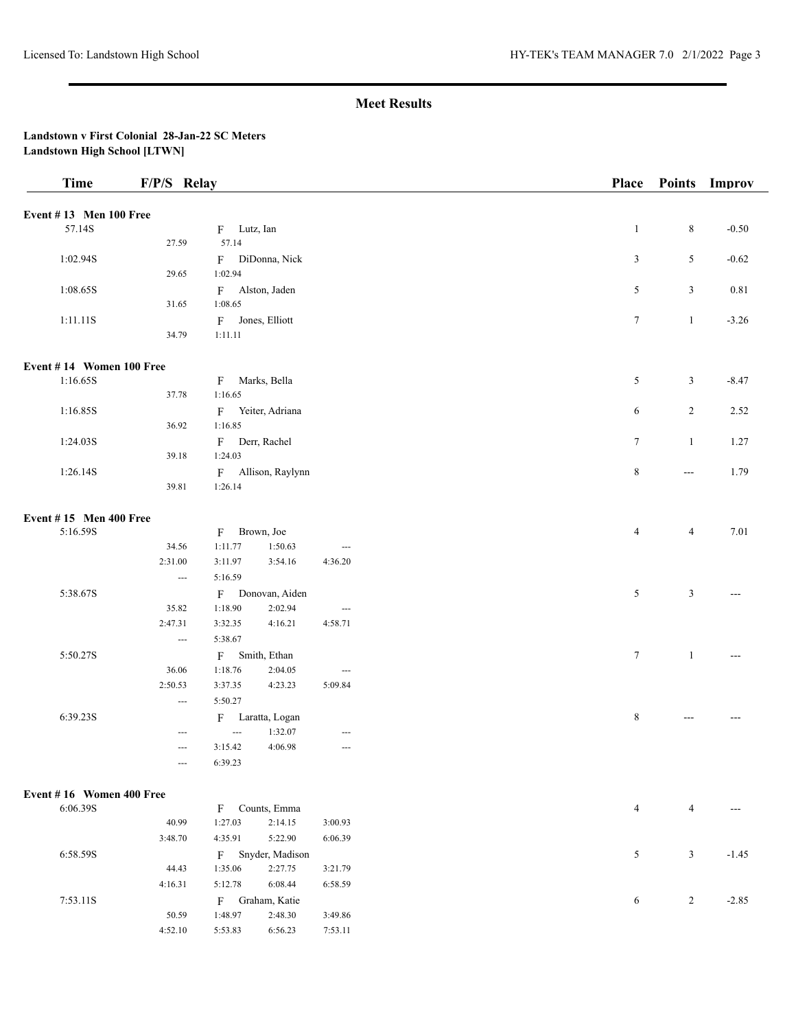# Meet Results

**Landstown v First Colonial 28-Jan-22 SC Meters**
**Landstown High School [LTWN]**

| Time | F/P/S | Relay | | | | Place | Points | Improv |
|---|---|---|---|---|---|---|---|---|
| **Event # 13 Men 100 Free** | | | | | | | | |
| 57.14S | | F Lutz, Ian | | | | 1 | 8 | -0.50 |
| | 27.59 | 57.14 | | | | | | |
| 1:02.94S | | F DiDonna, Nick | | | | 3 | 5 | -0.62 |
| | 29.65 | 1:02.94 | | | | | | |
| 1:08.65S | | F Alston, Jaden | | | | 5 | 3 | 0.81 |
| | 31.65 | 1:08.65 | | | | | | |
| 1:11.11S | | F Jones, Elliott | | | | 7 | 1 | -3.26 |
| | 34.79 | 1:11.11 | | | | | | |
| **Event # 14 Women 100 Free** | | | | | | | | |
| 1:16.65S | | F Marks, Bella | | | | 5 | 3 | -8.47 |
| | 37.78 | 1:16.65 | | | | | | |
| 1:16.85S | | F Yeiter, Adriana | | | | 6 | 2 | 2.52 |
| | 36.92 | 1:16.85 | | | | | | |
| 1:24.03S | | F Derr, Rachel | | | | 7 | 1 | 1.27 |
| | 39.18 | 1:24.03 | | | | | | |
| 1:26.14S | | F Allison, Raylynn | | | | 8 | --- | 1.79 |
| | 39.81 | 1:26.14 | | | | | | |
| **Event # 15 Men 400 Free** | | | | | | | | |
| 5:16.59S | | F Brown, Joe | | | | 4 | 4 | 7.01 |
| | 34.56 | 1:11.77 | 1:50.63 | --- | | | | |
| | 2:31.00 | 3:11.97 | 3:54.16 | 4:36.20 | | | | |
| | --- | 5:16.59 | | | | | | |
| 5:38.67S | | F Donovan, Aiden | | | | 5 | 3 | --- |
| | 35.82 | 1:18.90 | 2:02.94 | --- | | | | |
| | 2:47.31 | 3:32.35 | 4:16.21 | 4:58.71 | | | | |
| | --- | 5:38.67 | | | | | | |
| 5:50.27S | | F Smith, Ethan | | | | 7 | 1 | --- |
| | 36.06 | 1:18.76 | 2:04.05 | --- | | | | |
| | 2:50.53 | 3:37.35 | 4:23.23 | 5:09.84 | | | | |
| | --- | 5:50.27 | | | | | | |
| 6:39.23S | | F Laratta, Logan | | | | 8 | --- | --- |
| | --- | --- | 1:32.07 | --- | | | | |
| | --- | 3:15.42 | 4:06.98 | --- | | | | |
| | --- | 6:39.23 | | | | | | |
| **Event # 16 Women 400 Free** | | | | | | | | |
| 6:06.39S | | F Counts, Emma | | | | 4 | 4 | --- |
| | 40.99 | 1:27.03 | 2:14.15 | 3:00.93 | | | | |
| | 3:48.70 | 4:35.91 | 5:22.90 | 6:06.39 | | | | |
| 6:58.59S | | F Snyder, Madison | | | | 5 | 3 | -1.45 |
| | 44.43 | 1:35.06 | 2:27.75 | 3:21.79 | | | | |
| | 4:16.31 | 5:12.78 | 6:08.44 | 6:58.59 | | | | |
| 7:53.11S | | F Graham, Katie | | | | 6 | 2 | -2.85 |
| | 50.59 | 1:48.97 | 2:48.30 | 3:49.86 | | | | |
| | 4:52.10 | 5:53.83 | 6:56.23 | 7:53.11 | | | | |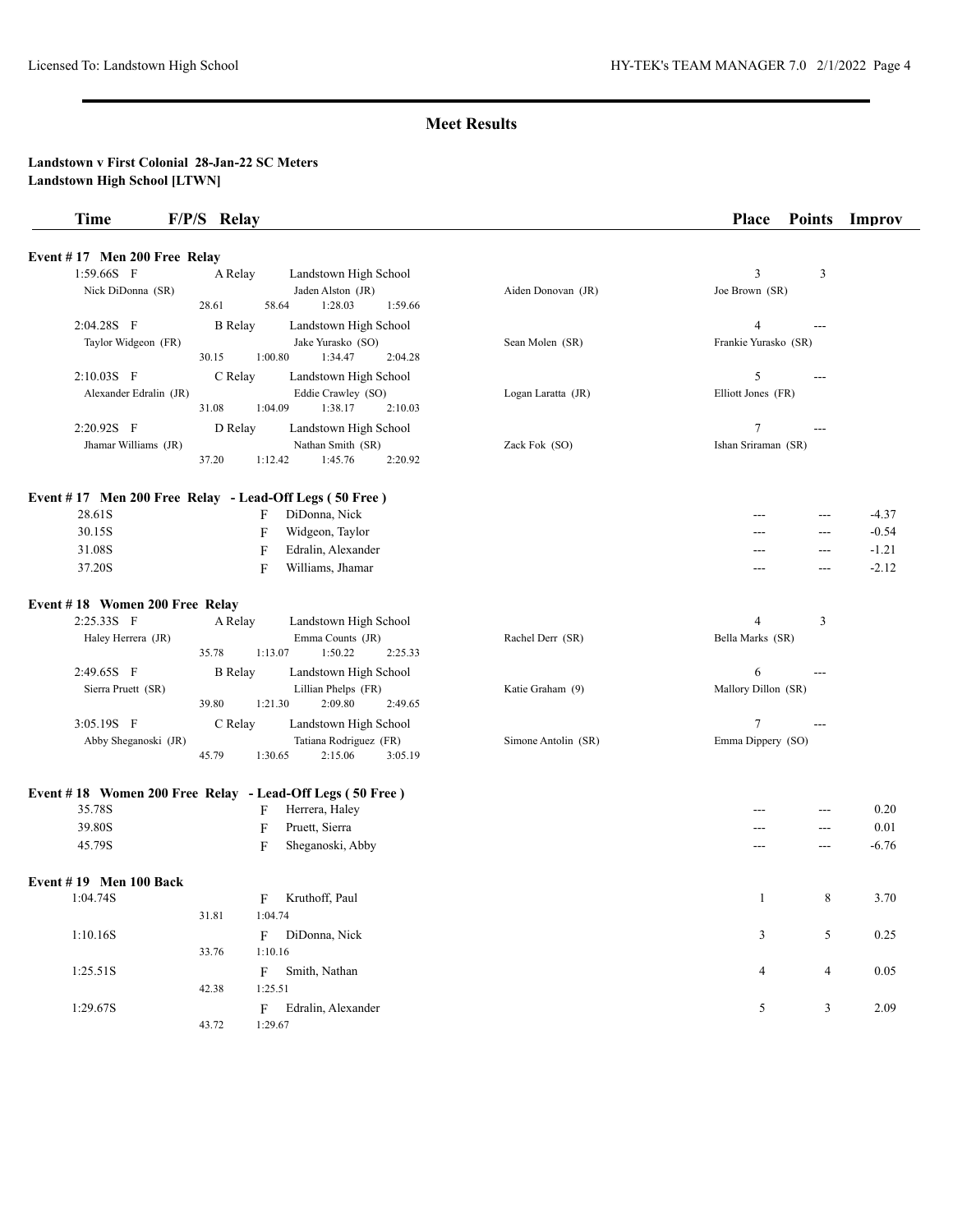## Meet Results

**Landstown v First Colonial 28-Jan-22 SC Meters**
**Landstown High School [LTWN]**

| Time | F/P/S | Relay | | Place | Points | Improv |
|---|---|---|---|---|---|---|

**Event # 17 Men 200 Free Relay**

| Time | F/P/S | Relay | | | Place | Points | Improv |
|---|---|---|---|---|---|---|---|
| 1:59.66S | F | A Relay | Landstown High School | | 3 | 3 | |
| Nick DiDonna (SR) | | Jaden Alston (JR) | | Aiden Donovan (JR) | Joe Brown (SR) | | |
| | 28.61 | 58.64 | 1:28.03 | 1:59.66 | | | |
| 2:04.28S | F | B Relay | Landstown High School | | 4 | --- | |
| Taylor Widgeon (FR) | | Jake Yurasko (SO) | | Sean Molen (SR) | Frankie Yurasko (SR) | | |
| | 30.15 | 1:00.80 | 1:34.47 | 2:04.28 | | | |
| 2:10.03S | F | C Relay | Landstown High School | | 5 | --- | |
| Alexander Edralin (JR) | | Eddie Crawley (SO) | | Logan Laratta (JR) | Elliott Jones (FR) | | |
| | 31.08 | 1:04.09 | 1:38.17 | 2:10.03 | | | |
| 2:20.92S | F | D Relay | Landstown High School | | 7 | --- | |
| Jhamar Williams (JR) | | Nathan Smith (SR) | | Zack Fok (SO) | Ishan Sriraman (SR) | | |
| | 37.20 | 1:12.42 | 1:45.76 | 2:20.92 | | | |

**Event # 17 Men 200 Free Relay - Lead-Off Legs ( 50 Free )**

| Time | F/P/S | Name | Place | Points | Improv |
|---|---|---|---|---|---|
| 28.61S | F | DiDonna, Nick | --- | --- | -4.37 |
| 30.15S | F | Widgeon, Taylor | --- | --- | -0.54 |
| 31.08S | F | Edralin, Alexander | --- | --- | -1.21 |
| 37.20S | F | Williams, Jhamar | --- | --- | -2.12 |

**Event # 18 Women 200 Free Relay**

| Time | F/P/S | Relay | | | Place | Points | Improv |
|---|---|---|---|---|---|---|---|
| 2:25.33S | F | A Relay | Landstown High School | | 4 | 3 | |
| Haley Herrera (JR) | | Emma Counts (JR) | | Rachel Derr (SR) | Bella Marks (SR) | | |
| | 35.78 | 1:13.07 | 1:50.22 | 2:25.33 | | | |
| 2:49.65S | F | B Relay | Landstown High School | | 6 | --- | |
| Sierra Pruett (SR) | | Lillian Phelps (FR) | | Katie Graham (9) | Mallory Dillon (SR) | | |
| | 39.80 | 1:21.30 | 2:09.80 | 2:49.65 | | | |
| 3:05.19S | F | C Relay | Landstown High School | | 7 | --- | |
| Abby Sheganoski (JR) | | Tatiana Rodriguez (FR) | | Simone Antolin (SR) | Emma Dippery (SO) | | |
| | 45.79 | 1:30.65 | 2:15.06 | 3:05.19 | | | |

**Event # 18 Women 200 Free Relay - Lead-Off Legs ( 50 Free )**

| Time | F/P/S | Name | Place | Points | Improv |
|---|---|---|---|---|---|
| 35.78S | F | Herrera, Haley | --- | --- | 0.20 |
| 39.80S | F | Pruett, Sierra | --- | --- | 0.01 |
| 45.79S | F | Sheganoski, Abby | --- | --- | -6.76 |

**Event # 19 Men 100 Back**

| Time | F/P/S | Name | Splits | Place | Points | Improv |
|---|---|---|---|---|---|---|
| 1:04.74S | F | Kruthoff, Paul | 31.81, 1:04.74 | 1 | 8 | 3.70 |
| 1:10.16S | F | DiDonna, Nick | 33.76, 1:10.16 | 3 | 5 | 0.25 |
| 1:25.51S | F | Smith, Nathan | 42.38, 1:25.51 | 4 | 4 | 0.05 |
| 1:29.67S | F | Edralin, Alexander | 43.72, 1:29.67 | 5 | 3 | 2.09 |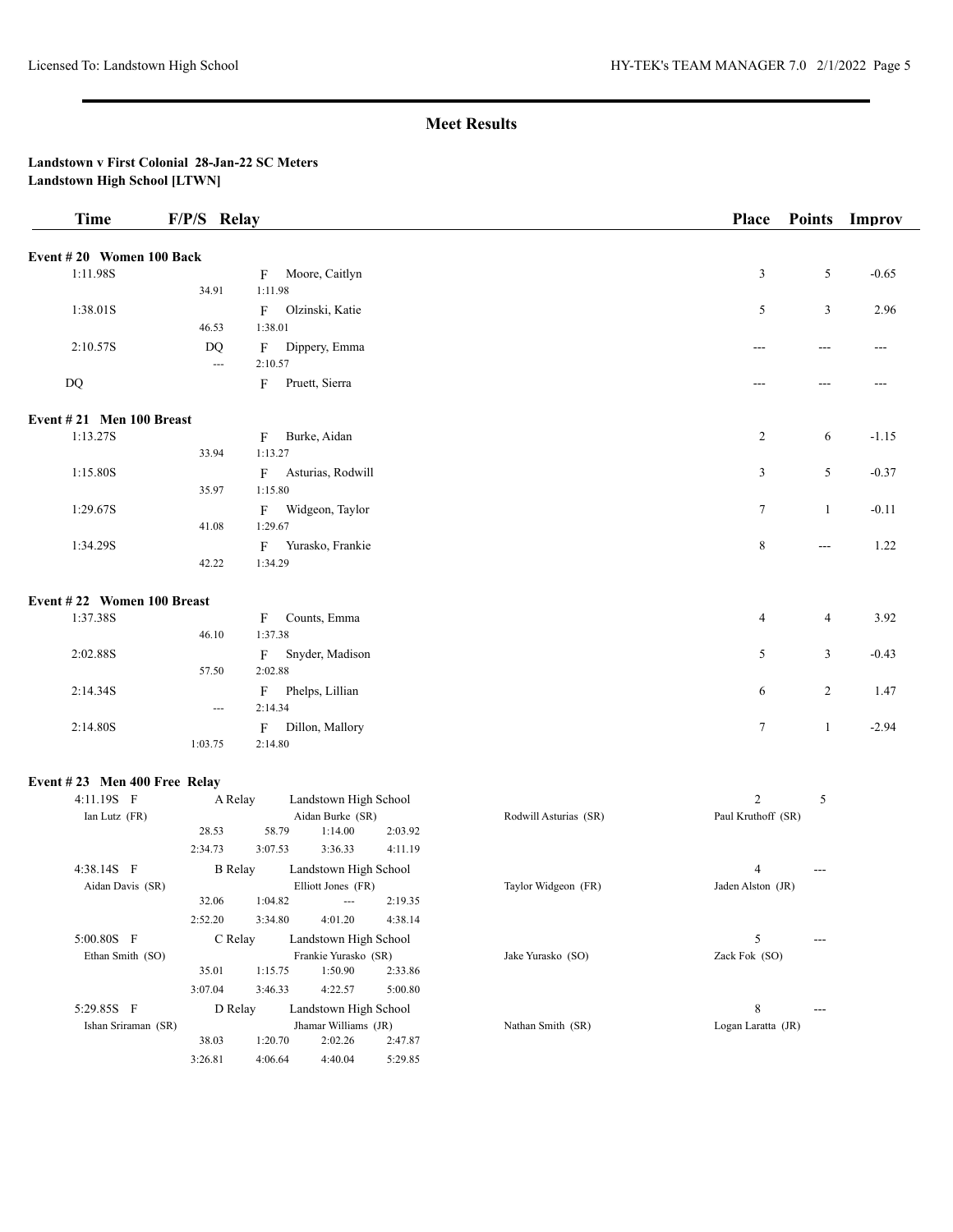## Meet Results

**Landstown v First Colonial 28-Jan-22 SC Meters**
**Landstown High School [LTWN]**

| Time | F/P/S | Relay | Place | Points | Improv |
|---|---|---|---|---|---|

**Event # 20 Women 100 Back**

| Time | Splits | F/P/S | Name | Place | Points | Improv |
|---|---|---|---|---|---|---|
| 1:11.98S | 34.91 / 1:11.98 | F | Moore, Caitlyn | 3 | 5 | -0.65 |
| 1:38.01S | 46.53 / 1:38.01 | F | Olzinski, Katie | 5 | 3 | 2.96 |
| 2:10.57S | DQ --- / 2:10.57 | F | Dippery, Emma | --- | --- | --- |
| DQ | | F | Pruett, Sierra | --- | --- | --- |

**Event # 21 Men 100 Breast**

| Time | Splits | F/P/S | Name | Place | Points | Improv |
|---|---|---|---|---|---|---|
| 1:13.27S | 33.94 / 1:13.27 | F | Burke, Aidan | 2 | 6 | -1.15 |
| 1:15.80S | 35.97 / 1:15.80 | F | Asturias, Rodwill | 3 | 5 | -0.37 |
| 1:29.67S | 41.08 / 1:29.67 | F | Widgeon, Taylor | 7 | 1 | -0.11 |
| 1:34.29S | 42.22 / 1:34.29 | F | Yurasko, Frankie | 8 | --- | 1.22 |

**Event # 22 Women 100 Breast**

| Time | Splits | F/P/S | Name | Place | Points | Improv |
|---|---|---|---|---|---|---|
| 1:37.38S | 46.10 / 1:37.38 | F | Counts, Emma | 4 | 4 | 3.92 |
| 2:02.88S | 57.50 / 2:02.88 | F | Snyder, Madison | 5 | 3 | -0.43 |
| 2:14.34S | --- / 2:14.34 | F | Phelps, Lillian | 6 | 2 | 1.47 |
| 2:14.80S | 1:03.75 / 2:14.80 | F | Dillon, Mallory | 7 | 1 | -2.94 |

**Event # 23 Men 400 Free Relay**

| Time | F/P/S | Relay | Team | Place | Points |
|---|---|---|---|---|---|
| 4:11.19S | F | A Relay | Landstown High School | 2 | 5 |
| Ian Lutz (FR) | | Aidan Burke (SR) | Rodwill Asturias (SR) | Paul Kruthoff (SR) | |
| 28.53 | 58.79 | 1:14.00 | 2:03.92 | | |
| 2:34.73 | 3:07.53 | 3:36.33 | 4:11.19 | | |
| 4:38.14S | F | B Relay | Landstown High School | 4 | --- |
| Aidan Davis (SR) | | Elliott Jones (FR) | Taylor Widgeon (FR) | Jaden Alston (JR) | |
| 32.06 | 1:04.82 | --- | 2:19.35 | | |
| 2:52.20 | 3:34.80 | 4:01.20 | 4:38.14 | | |
| 5:00.80S | F | C Relay | Landstown High School | 5 | --- |
| Ethan Smith (SO) | | Frankie Yurasko (SR) | Jake Yurasko (SO) | Zack Fok (SO) | |
| 35.01 | 1:15.75 | 1:50.90 | 2:33.86 | | |
| 3:07.04 | 3:46.33 | 4:22.57 | 5:00.80 | | |
| 5:29.85S | F | D Relay | Landstown High School | 8 | --- |
| Ishan Sriraman (SR) | | Jhamar Williams (JR) | Nathan Smith (SR) | Logan Laratta (JR) | |
| 38.03 | 1:20.70 | 2:02.26 | 2:47.87 | | |
| 3:26.81 | 4:06.64 | 4:40.04 | 5:29.85 | | |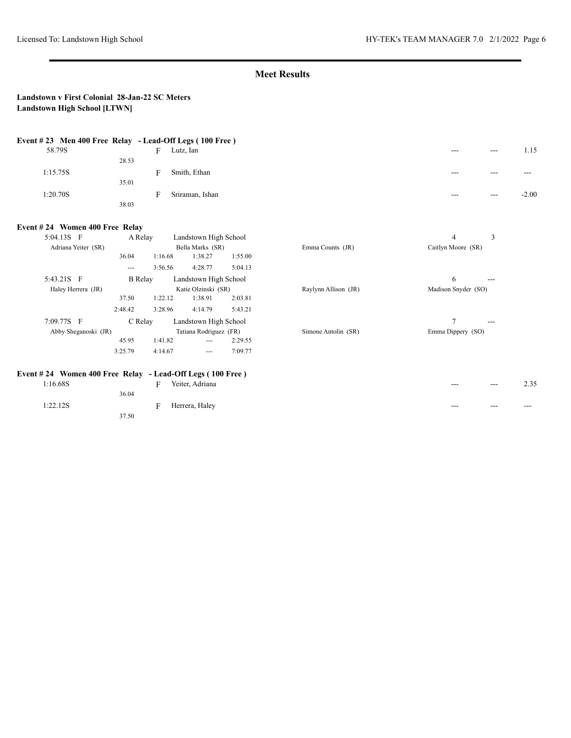## Meet Results

**Landstown v First Colonial 28-Jan-22 SC Meters**
**Landstown High School [LTWN]**

### Event # 23 Men 400 Free Relay - Lead-Off Legs ( 100 Free )

| | | | | | |
|---|---|---|---|---|---|
| 58.79S | F | Lutz, Ian | --- | --- | 1.15 |
| 28.53 | | | | | |
| 1:15.75S | F | Smith, Ethan | --- | --- | --- |
| 35.01 | | | | | |
| 1:20.70S | F | Sriraman, Ishan | --- | --- | -2.00 |
| 38.03 | | | | | |

### Event # 24 Women 400 Free Relay

| | | | | | | | |
|---|---|---|---|---|---|---|---|
| 5:04.13S F | A Relay | Landstown High School | | | | 4 | 3 |
| Adriana Yeiter (SR) | | Bella Marks (SR) | | Emma Counts (JR) | | Caitlyn Moore (SR) | |
| 36.04 | 1:16.68 | 1:38.27 | 1:55.00 | | | | |
| --- | 3:56.56 | 4:28.77 | 5:04.13 | | | | |
| 5:43.21S F | B Relay | Landstown High School | | | | 6 | --- |
| Haley Herrera (JR) | | Katie Olzinski (SR) | | Raylynn Allison (JR) | | Madison Snyder (SO) | |
| 37.50 | 1:22.12 | 1:38.91 | 2:03.81 | | | | |
| 2:48.42 | 3:28.96 | 4:14.79 | 5:43.21 | | | | |
| 7:09.77S F | C Relay | Landstown High School | | | | 7 | --- |
| Abby Sheganoski (JR) | | Tatiana Rodriguez (FR) | | Simone Antolin (SR) | | Emma Dippery (SO) | |
| 45.95 | 1:41.82 | --- | 2:29.55 | | | | |
| 3:25.79 | 4:14.67 | --- | 7:09.77 | | | | |

### Event # 24 Women 400 Free Relay - Lead-Off Legs ( 100 Free )

| | | | | | |
|---|---|---|---|---|---|
| 1:16.68S | F | Yeiter, Adriana | --- | --- | 2.35 |
| 36.04 | | | | | |
| 1:22.12S | F | Herrera, Haley | --- | --- | --- |
| 37.50 | | | | | |